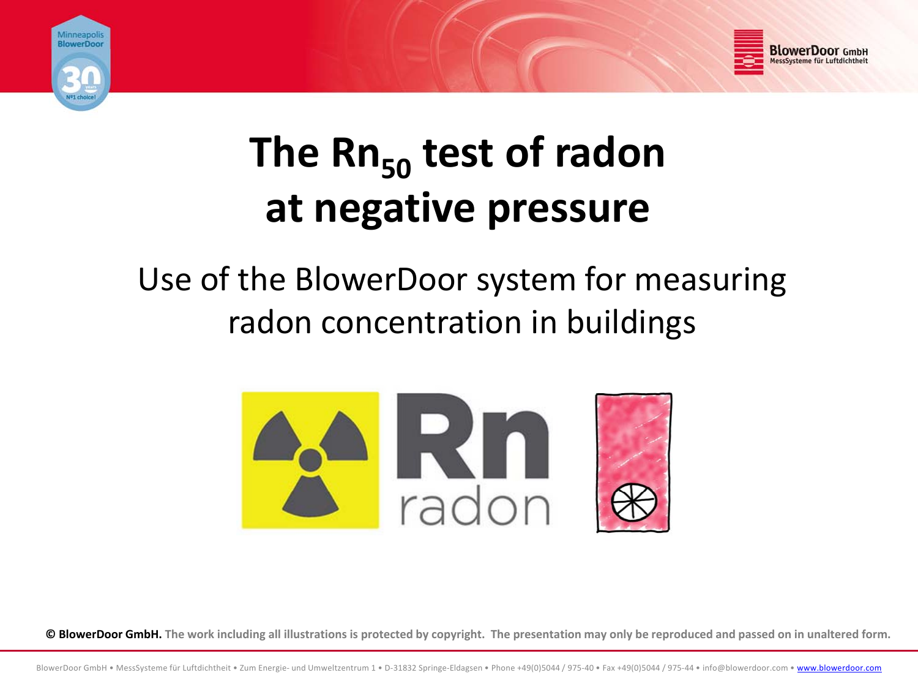# The $Rn_{50}$ test of radon at negative pressure

Use of the BlowerDoor system for measuring radon concentration in buildings

**© BlowerDoor GmbH.** The work including all illustrations is protected by copyright. The presentation may only be reproduced and passed on in unaltered form.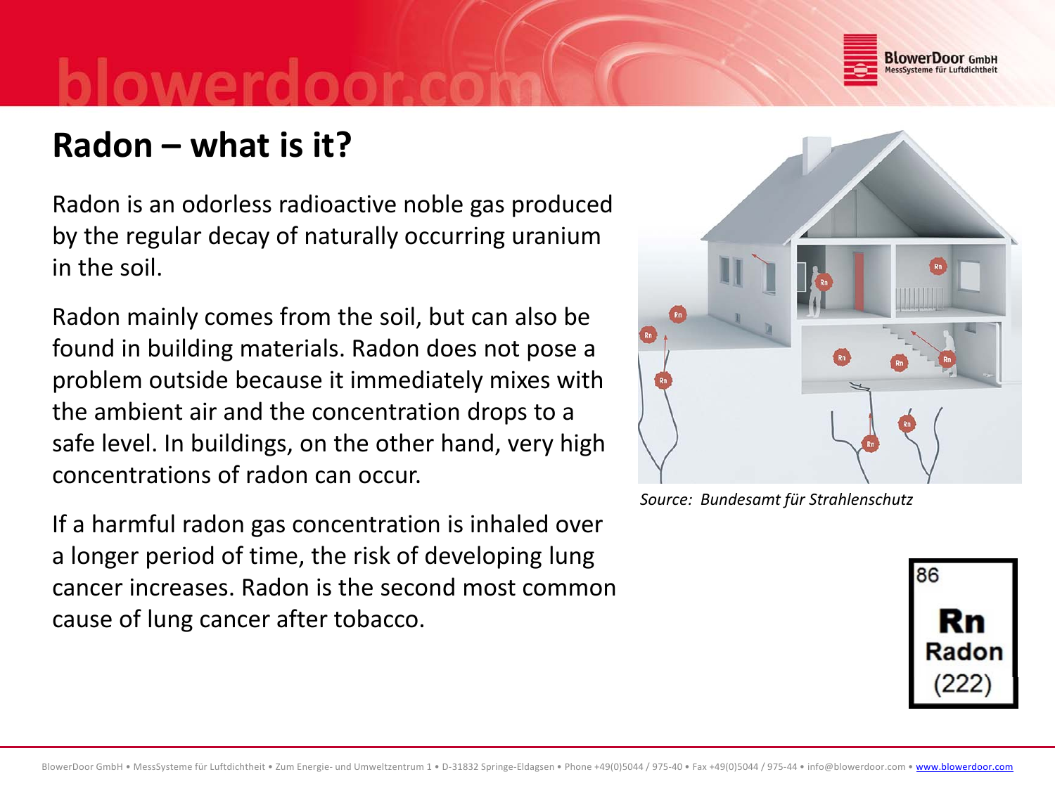# Radon – what is it?

Radon is an odorless radioactive noble gas produced by the regular decay of naturally occurring uranium in the soil.

Radon mainly comes from the soil, but can also be found in building materials. Radon does not pose a problem outside because it immediately mixes with the ambient air and the concentration drops to a safe level. In buildings, on the other hand, very high concentrations of radon can occur.

If a harmful radon gas concentration is inhaled over a longer period of time, the risk of developing lung cancer increases. Radon is the second most common cause of lung cancer after tobacco.

*Source: Bundesamt für Strahlenschutz*

86
**Rn**
**Radon**
(222)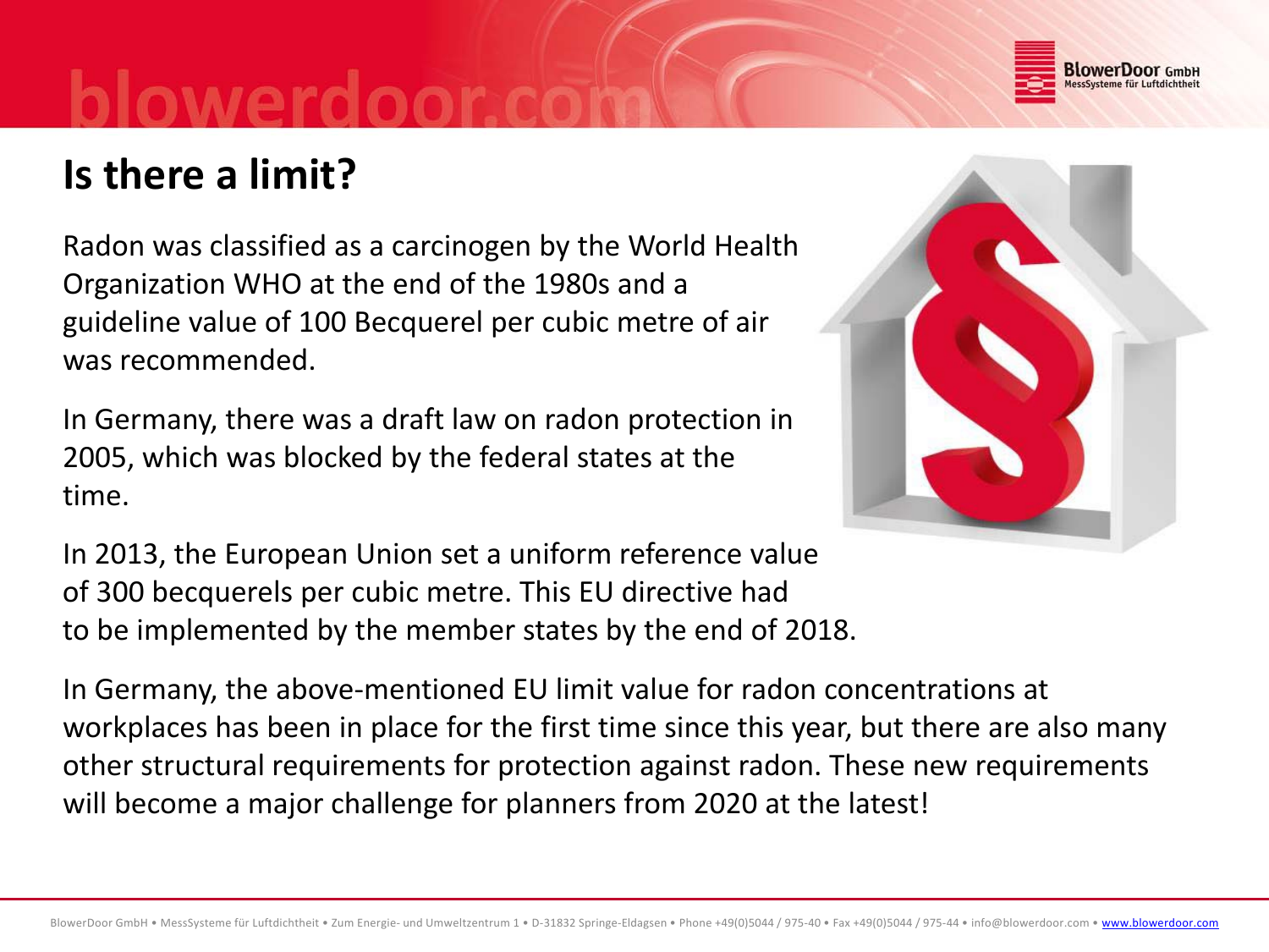# Is there a limit?

Radon was classified as a carcinogen by the World Health Organization WHO at the end of the 1980s and a guideline value of 100 Becquerel per cubic metre of air was recommended.

In Germany, there was a draft law on radon protection in 2005, which was blocked by the federal states at the time.

In 2013, the European Union set a uniform reference value of 300 becquerels per cubic metre. This EU directive had to be implemented by the member states by the end of 2018.

In Germany, the above-mentioned EU limit value for radon concentrations at workplaces has been in place for the first time since this year, but there are also many other structural requirements for protection against radon. These new requirements will become a major challenge for planners from 2020 at the latest!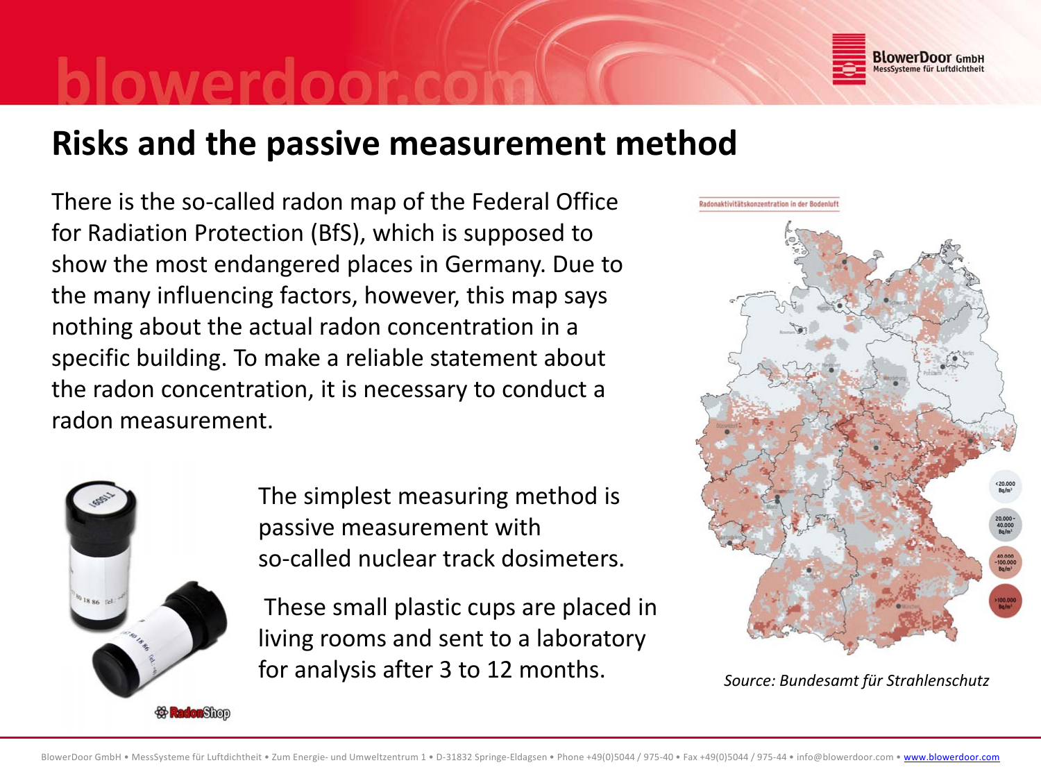# Risks and the passive measurement method

There is the so-called radon map of the Federal Office for Radiation Protection (BfS), which is supposed to show the most endangered places in Germany. Due to the many influencing factors, however, this map says nothing about the actual radon concentration in a specific building. To make a reliable statement about the radon concentration, it is necessary to conduct a radon measurement.

The simplest measuring method is passive measurement with so-called nuclear track dosimeters.

These small plastic cups are placed in living rooms and sent to a laboratory for analysis after 3 to 12 months.

*Source: Bundesamt für Strahlenschutz*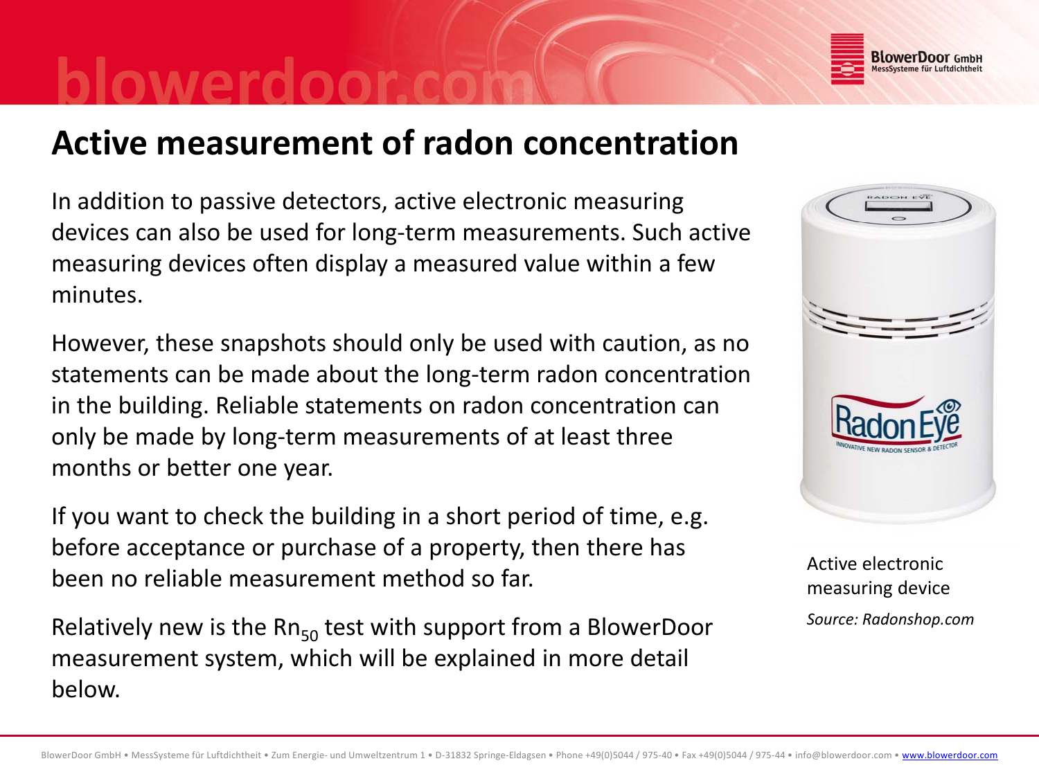# Active measurement of radon concentration

In addition to passive detectors, active electronic measuring devices can also be used for long-term measurements. Such active measuring devices often display a measured value within a few minutes.

However, these snapshots should only be used with caution, as no statements can be made about the long-term radon concentration in the building. Reliable statements on radon concentration can only be made by long-term measurements of at least three months or better one year.

If you want to check the building in a short period of time, e.g. before acceptance or purchase of a property, then there has been no reliable measurement method so far.

Relatively new is the $Rn_{50}$ test with support from a BlowerDoor measurement system, which will be explained in more detail below.

Active electronic measuring device

*Source: Radonshop.com*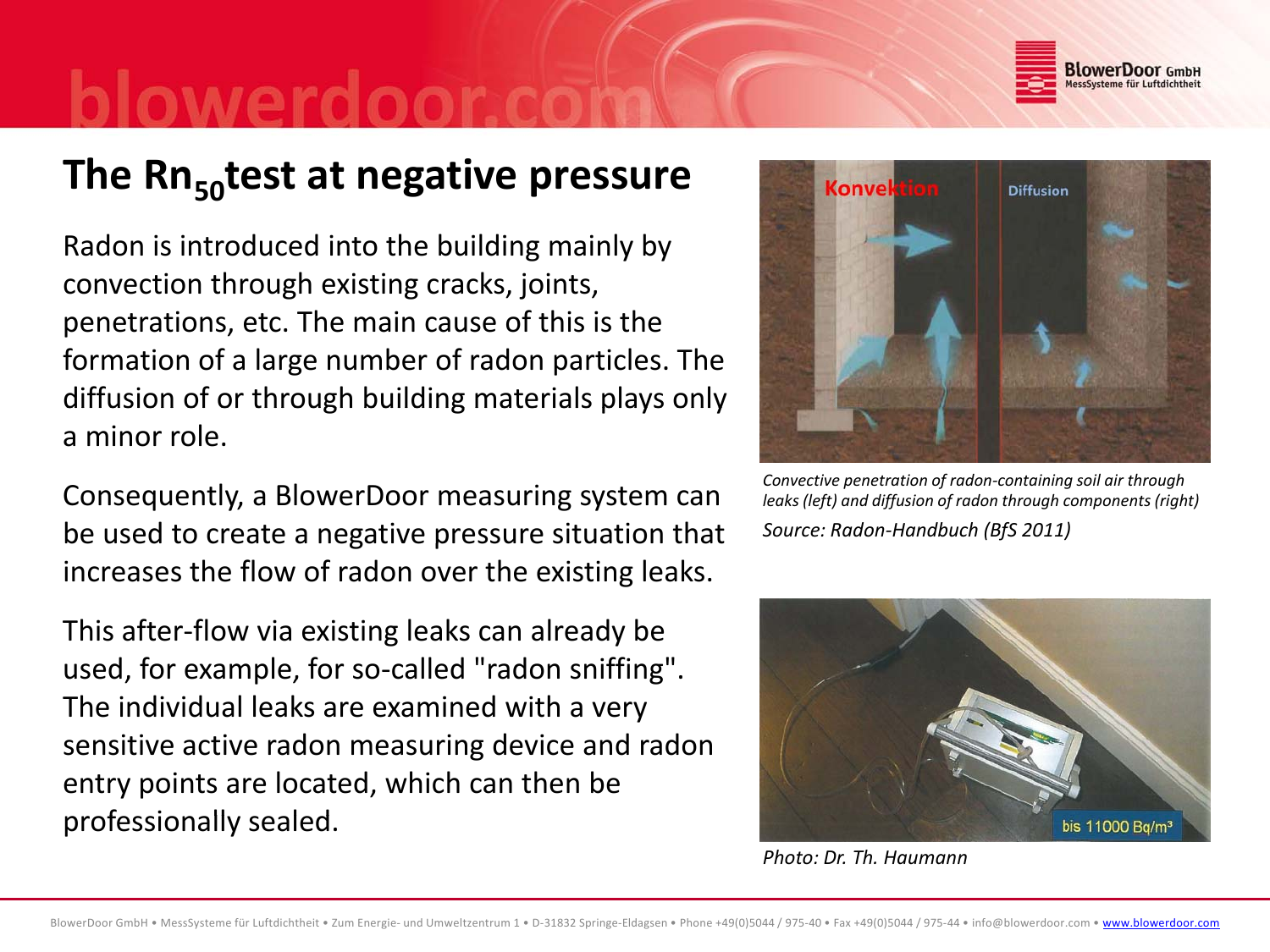# The $Rn_{50}$ test at negative pressure

Radon is introduced into the building mainly by convection through existing cracks, joints, penetrations, etc. The main cause of this is the formation of a large number of radon particles. The diffusion of or through building materials plays only a minor role.

Consequently, a BlowerDoor measuring system can be used to create a negative pressure situation that increases the flow of radon over the existing leaks.

This after-flow via existing leaks can already be used, for example, for so-called "radon sniffing". The individual leaks are examined with a very sensitive active radon measuring device and radon entry points are located, which can then be professionally sealed.

*Convective penetration of radon-containing soil air through leaks (left) and diffusion of radon through components (right)*

*Source: Radon-Handbuch (BfS 2011)*

*Photo: Dr. Th. Haumann*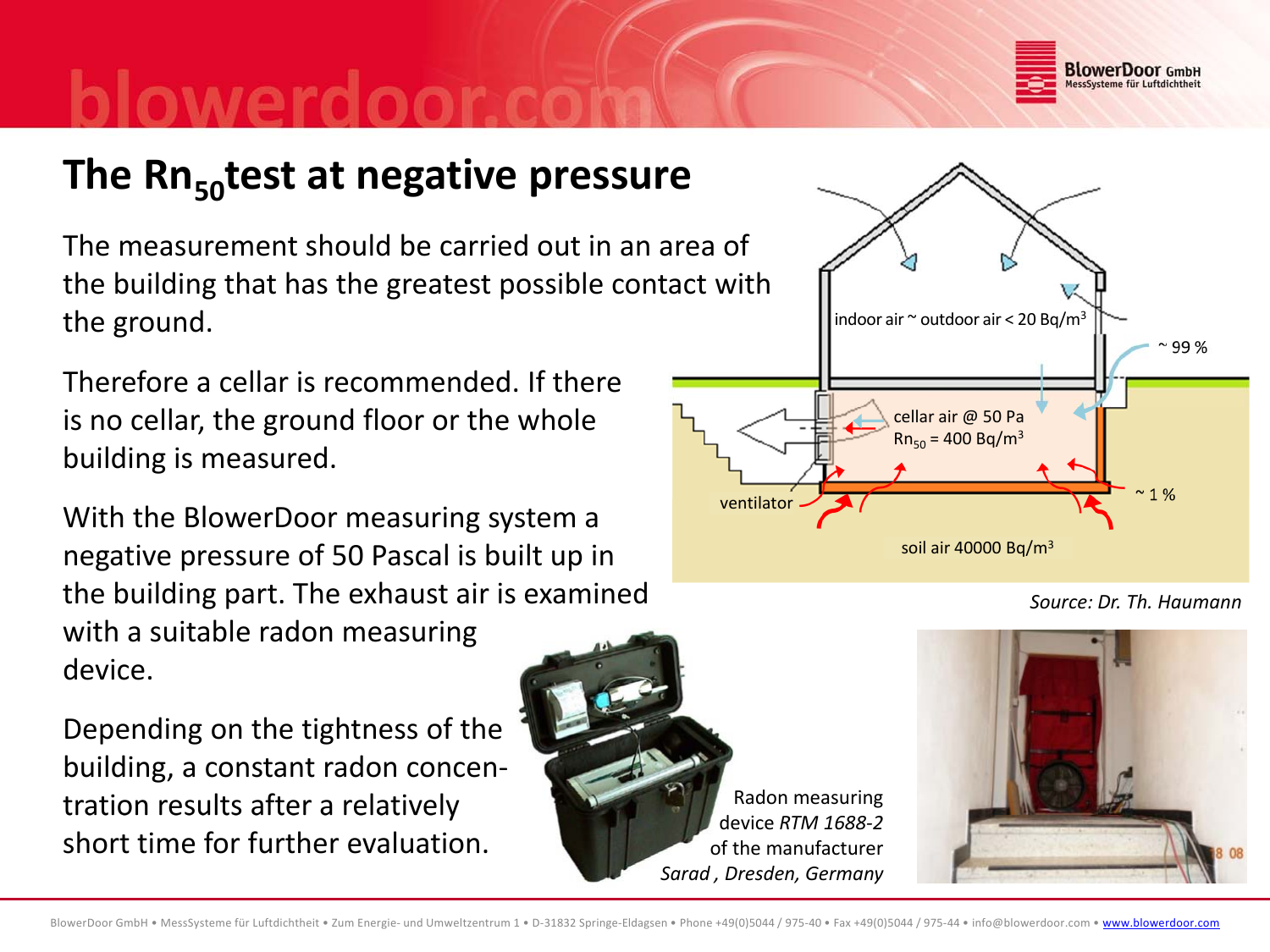# The $Rn_{50}$ test at negative pressure

The measurement should be carried out in an area of the building that has the greatest possible contact with the ground.

Therefore a cellar is recommended. If there is no cellar, the ground floor or the whole building is measured.

With the BlowerDoor measuring system a negative pressure of 50 Pascal is built up in the building part. The exhaust air is examined with a suitable radon measuring device.

Depending on the tightness of the building, a constant radon concentration results after a relatively short time for further evaluation.

indoor air ~ outdoor air < 20 Bq/m³

~ 99 %

cellar air @ 50 Pa

$Rn_{50}$ = 400 Bq/m³

ventilator

~ 1 %

soil air 40000 Bq/m³

*Source: Dr. Th. Haumann*

Radon measuring device *RTM 1688-2* of the manufacturer *Sarad , Dresden, Germany*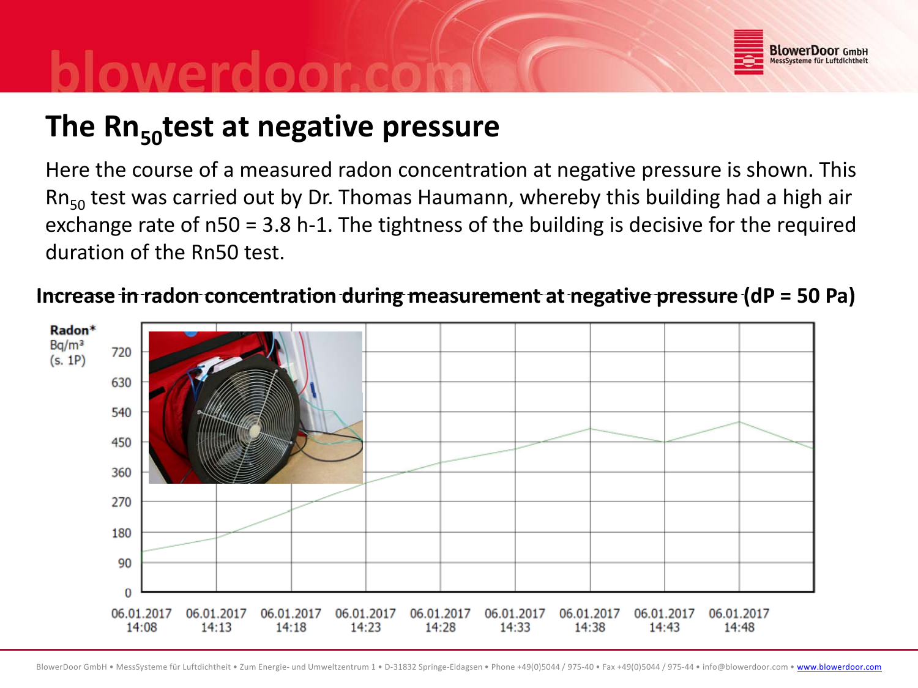# The $Rn_{50}$ test at negative pressure

Here the course of a measured radon concentration at negative pressure is shown. This $Rn_{50}$ test was carried out by Dr. Thomas Haumann, whereby this building had a high air exchange rate of n50 = 3.8 h-1. The tightness of the building is decisive for the required duration of the Rn50 test.

**Increase in radon concentration during measurement at negative pressure (dP = 50 Pa)**

**Radon***
Bq/m³
(s. 1P)

720
630
540
450
360
270
180
90
0

06.01.2017 14:08 | 06.01.2017 14:13 | 06.01.2017 14:18 | 06.01.2017 14:23 | 06.01.2017 14:28 | 06.01.2017 14:33 | 06.01.2017 14:38 | 06.01.2017 14:43 | 06.01.2017 14:48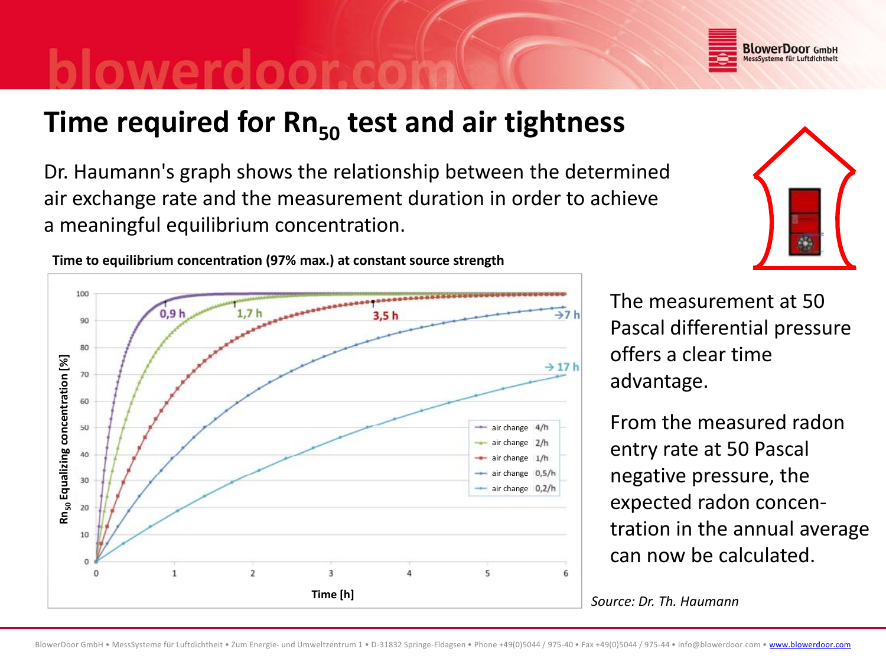# Time required for $Rn_{50}$ test and air tightness

Dr. Haumann's graph shows the relationship between the determined air exchange rate and the measurement duration in order to achieve a meaningful equilibrium concentration.

**Time to equilibrium concentration (97% max.) at constant source strength**

The measurement at 50 Pascal differential pressure offers a clear time advantage.

From the measured radon entry rate at 50 Pascal negative pressure, the expected radon concentration in the annual average can now be calculated.

*Source: Dr. Th. Haumann*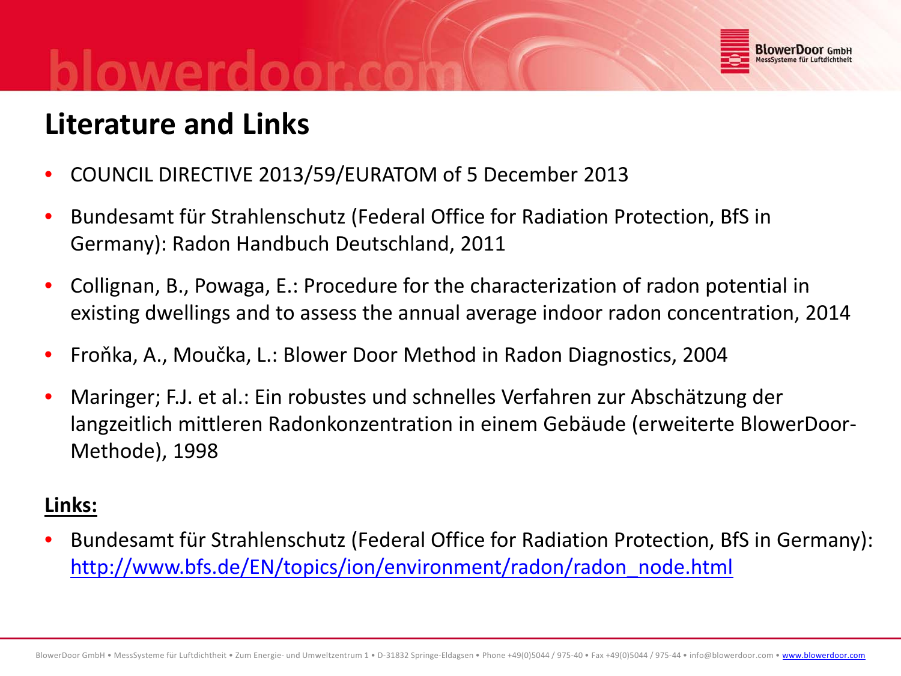## Literature and Links

- COUNCIL DIRECTIVE 2013/59/EURATOM of 5 December 2013
- Bundesamt für Strahlenschutz (Federal Office for Radiation Protection, BfS in Germany): Radon Handbuch Deutschland, 2011
- Collignan, B., Powaga, E.: Procedure for the characterization of radon potential in existing dwellings and to assess the annual average indoor radon concentration, 2014
- Froňka, A., Moučka, L.: Blower Door Method in Radon Diagnostics, 2004
- Maringer; F.J. et al.: Ein robustes und schnelles Verfahren zur Abschätzung der langzeitlich mittleren Radonkonzentration in einem Gebäude (erweiterte BlowerDoor-Methode), 1998

**Links:**

- Bundesamt für Strahlenschutz (Federal Office for Radiation Protection, BfS in Germany): http://www.bfs.de/EN/topics/ion/environment/radon/radon_node.html